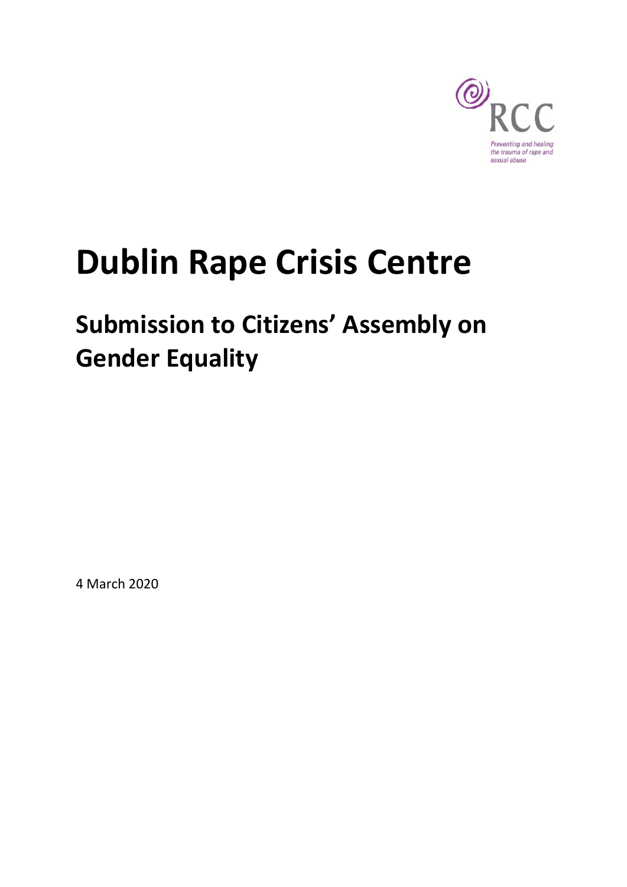RCC

Preventing and healing the trauma of rape and sexual abuse

# Dublin Rape Crisis Centre

## Submission to Citizens' Assembly on Gender Equality

4 March 2020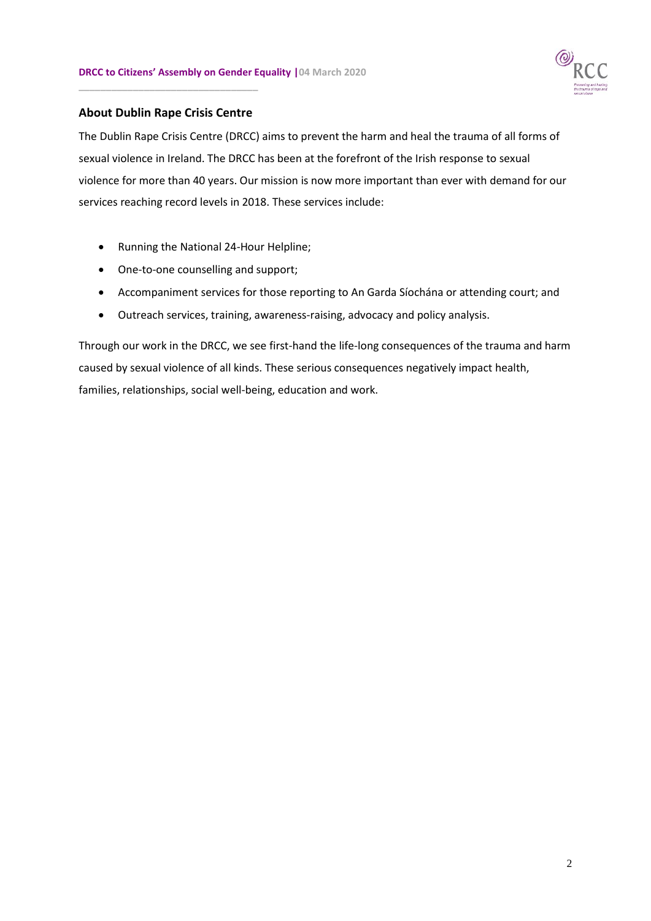## About Dublin Rape Crisis Centre

The Dublin Rape Crisis Centre (DRCC) aims to prevent the harm and heal the trauma of all forms of sexual violence in Ireland. The DRCC has been at the forefront of the Irish response to sexual violence for more than 40 years. Our mission is now more important than ever with demand for our services reaching record levels in 2018. These services include:

- Running the National 24-Hour Helpline;
- One-to-one counselling and support;
- Accompaniment services for those reporting to An Garda Síochána or attending court; and
- Outreach services, training, awareness-raising, advocacy and policy analysis.

Through our work in the DRCC, we see first-hand the life-long consequences of the trauma and harm caused by sexual violence of all kinds. These serious consequences negatively impact health, families, relationships, social well-being, education and work.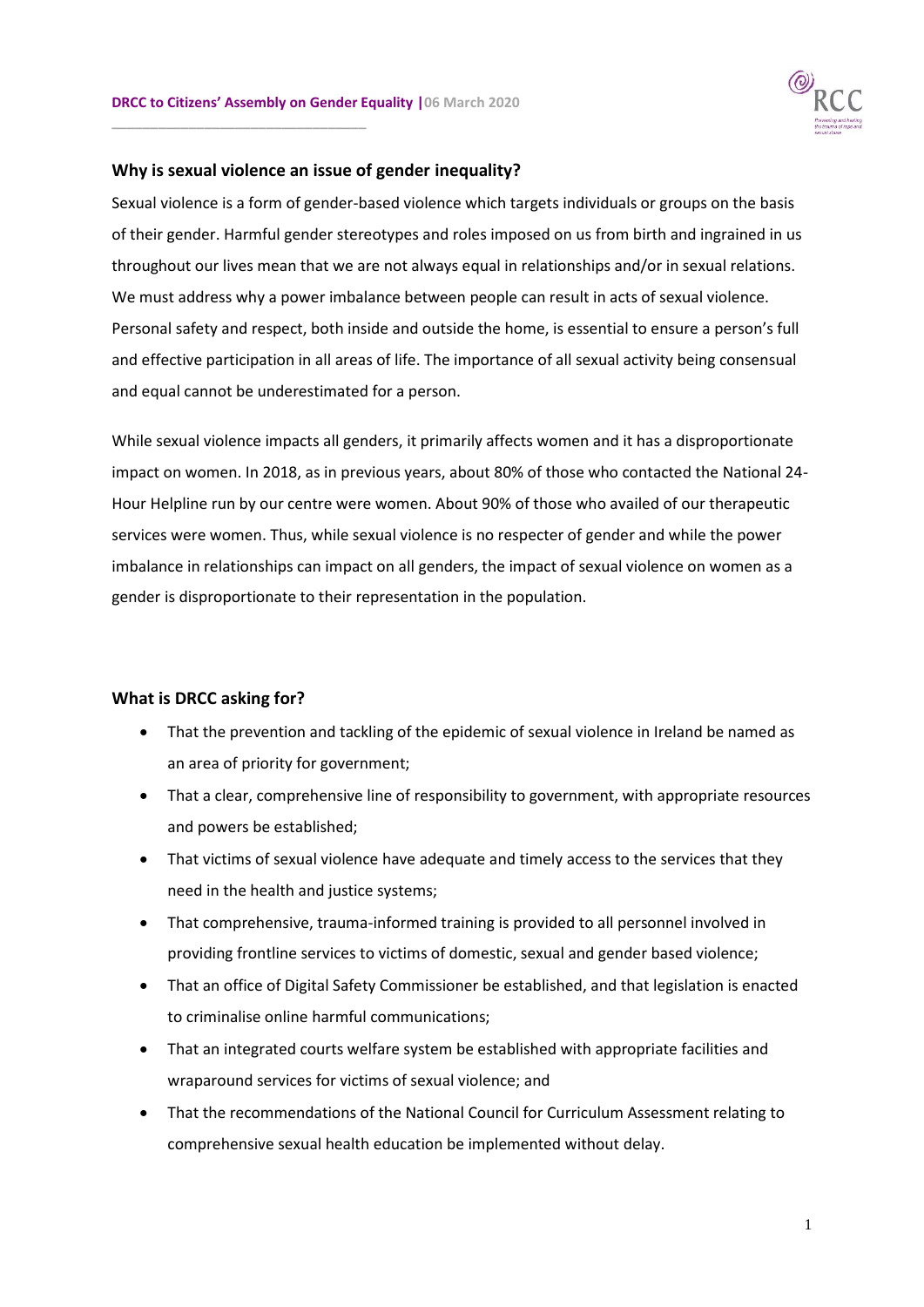## Why is sexual violence an issue of gender inequality?

Sexual violence is a form of gender-based violence which targets individuals or groups on the basis of their gender. Harmful gender stereotypes and roles imposed on us from birth and ingrained in us throughout our lives mean that we are not always equal in relationships and/or in sexual relations. We must address why a power imbalance between people can result in acts of sexual violence. Personal safety and respect, both inside and outside the home, is essential to ensure a person's full and effective participation in all areas of life. The importance of all sexual activity being consensual and equal cannot be underestimated for a person.

While sexual violence impacts all genders, it primarily affects women and it has a disproportionate impact on women. In 2018, as in previous years, about 80% of those who contacted the National 24-Hour Helpline run by our centre were women. About 90% of those who availed of our therapeutic services were women. Thus, while sexual violence is no respecter of gender and while the power imbalance in relationships can impact on all genders, the impact of sexual violence on women as a gender is disproportionate to their representation in the population.

## What is DRCC asking for?

- That the prevention and tackling of the epidemic of sexual violence in Ireland be named as an area of priority for government;
- That a clear, comprehensive line of responsibility to government, with appropriate resources and powers be established;
- That victims of sexual violence have adequate and timely access to the services that they need in the health and justice systems;
- That comprehensive, trauma-informed training is provided to all personnel involved in providing frontline services to victims of domestic, sexual and gender based violence;
- That an office of Digital Safety Commissioner be established, and that legislation is enacted to criminalise online harmful communications;
- That an integrated courts welfare system be established with appropriate facilities and wraparound services for victims of sexual violence; and
- That the recommendations of the National Council for Curriculum Assessment relating to comprehensive sexual health education be implemented without delay.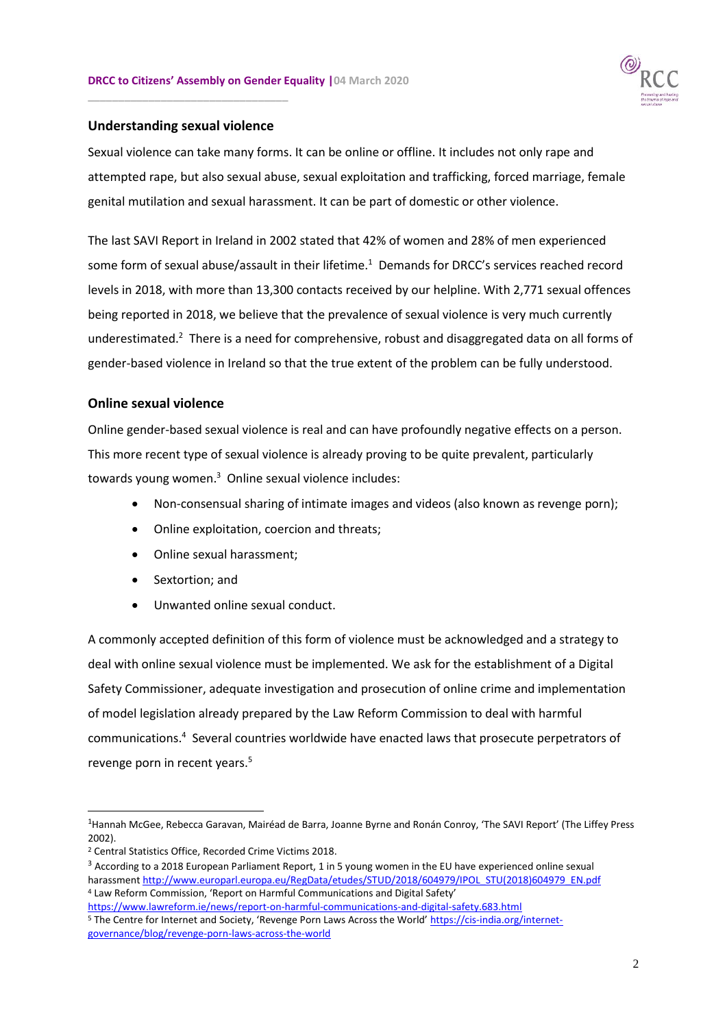## Understanding sexual violence

Sexual violence can take many forms. It can be online or offline. It includes not only rape and attempted rape, but also sexual abuse, sexual exploitation and trafficking, forced marriage, female genital mutilation and sexual harassment. It can be part of domestic or other violence.

The last SAVI Report in Ireland in 2002 stated that 42% of women and 28% of men experienced some form of sexual abuse/assault in their lifetime.[1] Demands for DRCC's services reached record levels in 2018, with more than 13,300 contacts received by our helpline. With 2,771 sexual offences being reported in 2018, we believe that the prevalence of sexual violence is very much currently underestimated.[2] There is a need for comprehensive, robust and disaggregated data on all forms of gender-based violence in Ireland so that the true extent of the problem can be fully understood.

## Online sexual violence

Online gender-based sexual violence is real and can have profoundly negative effects on a person. This more recent type of sexual violence is already proving to be quite prevalent, particularly towards young women.[3] Online sexual violence includes:

- Non-consensual sharing of intimate images and videos (also known as revenge porn);
- Online exploitation, coercion and threats;
- Online sexual harassment;
- Sextortion; and
- Unwanted online sexual conduct.

A commonly accepted definition of this form of violence must be acknowledged and a strategy to deal with online sexual violence must be implemented. We ask for the establishment of a Digital Safety Commissioner, adequate investigation and prosecution of online crime and implementation of model legislation already prepared by the Law Reform Commission to deal with harmful communications.[4] Several countries worldwide have enacted laws that prosecute perpetrators of revenge porn in recent years.[5]

---

[1] Hannah McGee, Rebecca Garavan, Mairéad de Barra, Joanne Byrne and Ronán Conroy, 'The SAVI Report' (The Liffey Press 2002).

[2] Central Statistics Office, Recorded Crime Victims 2018.

[3] According to a 2018 European Parliament Report, 1 in 5 young women in the EU have experienced online sexual harassment http://www.europarl.europa.eu/RegData/etudes/STUD/2018/604979/IPOL_STU(2018)604979_EN.pdf

[4] Law Reform Commission, 'Report on Harmful Communications and Digital Safety' https://www.lawreform.ie/news/report-on-harmful-communications-and-digital-safety.683.html

[5] The Centre for Internet and Society, 'Revenge Porn Laws Across the World' https://cis-india.org/internet-governance/blog/revenge-porn-laws-across-the-world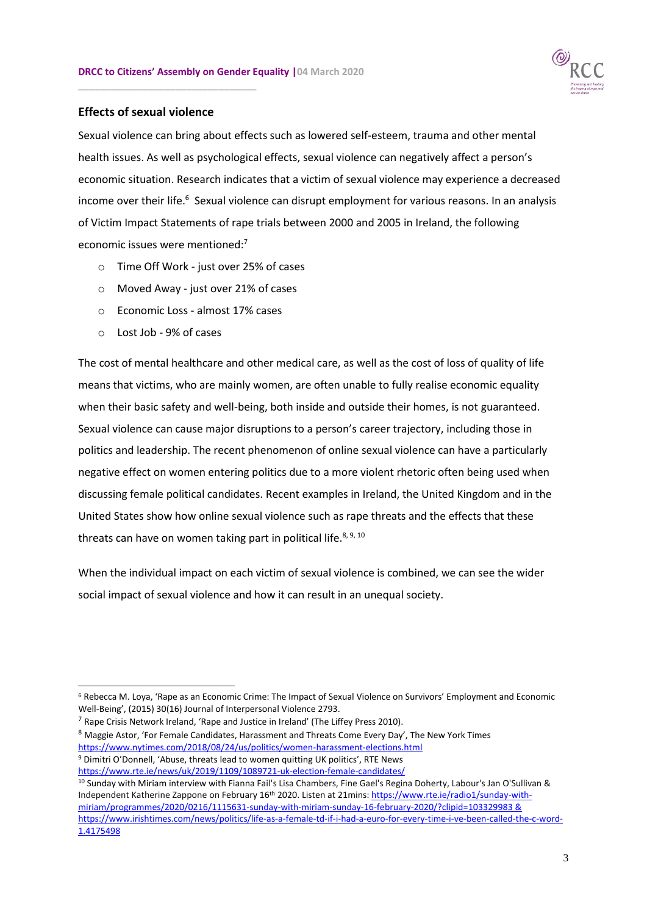## Effects of sexual violence

Sexual violence can bring about effects such as lowered self-esteem, trauma and other mental health issues. As well as psychological effects, sexual violence can negatively affect a person's economic situation. Research indicates that a victim of sexual violence may experience a decreased income over their life.[6] Sexual violence can disrupt employment for various reasons. In an analysis of Victim Impact Statements of rape trials between 2000 and 2005 in Ireland, the following economic issues were mentioned:[7]

- Time Off Work - just over 25% of cases
- Moved Away - just over 21% of cases
- Economic Loss - almost 17% cases
- Lost Job - 9% of cases

The cost of mental healthcare and other medical care, as well as the cost of loss of quality of life means that victims, who are mainly women, are often unable to fully realise economic equality when their basic safety and well-being, both inside and outside their homes, is not guaranteed. Sexual violence can cause major disruptions to a person's career trajectory, including those in politics and leadership. The recent phenomenon of online sexual violence can have a particularly negative effect on women entering politics due to a more violent rhetoric often being used when discussing female political candidates. Recent examples in Ireland, the United Kingdom and in the United States show how online sexual violence such as rape threats and the effects that these threats can have on women taking part in political life.[8, 9, 10]

When the individual impact on each victim of sexual violence is combined, we can see the wider social impact of sexual violence and how it can result in an unequal society.

---

[6] Rebecca M. Loya, 'Rape as an Economic Crime: The Impact of Sexual Violence on Survivors' Employment and Economic Well-Being', (2015) 30(16) Journal of Interpersonal Violence 2793.

[7] Rape Crisis Network Ireland, 'Rape and Justice in Ireland' (The Liffey Press 2010).

[8] Maggie Astor, 'For Female Candidates, Harassment and Threats Come Every Day', The New York Times https://www.nytimes.com/2018/08/24/us/politics/women-harassment-elections.html

[9] Dimitri O'Donnell, 'Abuse, threats lead to women quitting UK politics', RTE News https://www.rte.ie/news/uk/2019/1109/1089721-uk-election-female-candidates/

[10] Sunday with Miriam interview with Fianna Fail's Lisa Chambers, Fine Gael's Regina Doherty, Labour's Jan O'Sullivan & Independent Katherine Zappone on February 16th 2020. Listen at 21mins: https://www.rte.ie/radio1/sunday-with-miriam/programmes/2020/0216/1115631-sunday-with-miriam-sunday-16-february-2020/?clipid=103329983 & https://www.irishtimes.com/news/politics/life-as-a-female-td-if-i-had-a-euro-for-every-time-i-ve-been-called-the-c-word-1.4175498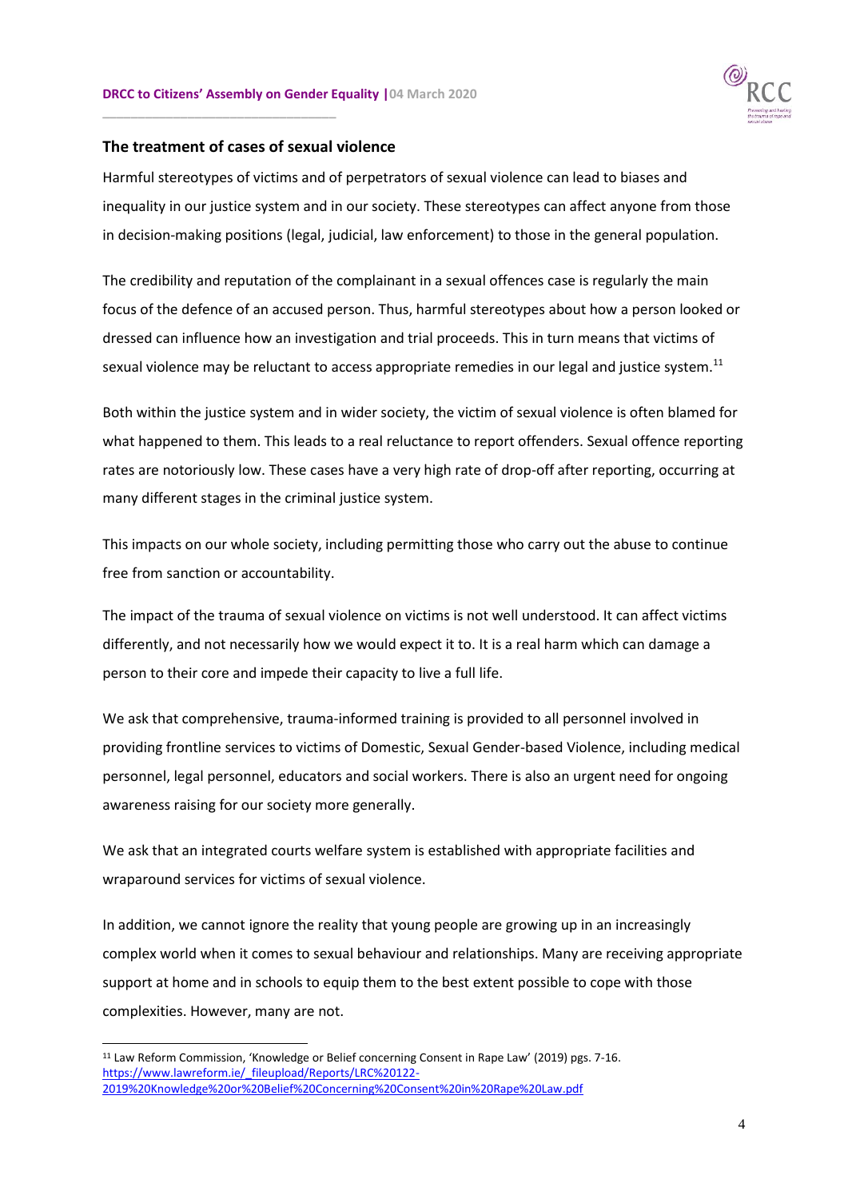## The treatment of cases of sexual violence

Harmful stereotypes of victims and of perpetrators of sexual violence can lead to biases and inequality in our justice system and in our society. These stereotypes can affect anyone from those in decision-making positions (legal, judicial, law enforcement) to those in the general population.

The credibility and reputation of the complainant in a sexual offences case is regularly the main focus of the defence of an accused person. Thus, harmful stereotypes about how a person looked or dressed can influence how an investigation and trial proceeds. This in turn means that victims of sexual violence may be reluctant to access appropriate remedies in our legal and justice system.[11]

Both within the justice system and in wider society, the victim of sexual violence is often blamed for what happened to them. This leads to a real reluctance to report offenders. Sexual offence reporting rates are notoriously low. These cases have a very high rate of drop-off after reporting, occurring at many different stages in the criminal justice system.

This impacts on our whole society, including permitting those who carry out the abuse to continue free from sanction or accountability.

The impact of the trauma of sexual violence on victims is not well understood. It can affect victims differently, and not necessarily how we would expect it to. It is a real harm which can damage a person to their core and impede their capacity to live a full life.

We ask that comprehensive, trauma-informed training is provided to all personnel involved in providing frontline services to victims of Domestic, Sexual Gender-based Violence, including medical personnel, legal personnel, educators and social workers. There is also an urgent need for ongoing awareness raising for our society more generally.

We ask that an integrated courts welfare system is established with appropriate facilities and wraparound services for victims of sexual violence.

In addition, we cannot ignore the reality that young people are growing up in an increasingly complex world when it comes to sexual behaviour and relationships. Many are receiving appropriate support at home and in schools to equip them to the best extent possible to cope with those complexities. However, many are not.

---

[11] Law Reform Commission, 'Knowledge or Belief concerning Consent in Rape Law' (2019) pgs. 7-16. https://www.lawreform.ie/_fileupload/Reports/LRC%20122-2019%20Knowledge%20or%20Belief%20Concerning%20Consent%20in%20Rape%20Law.pdf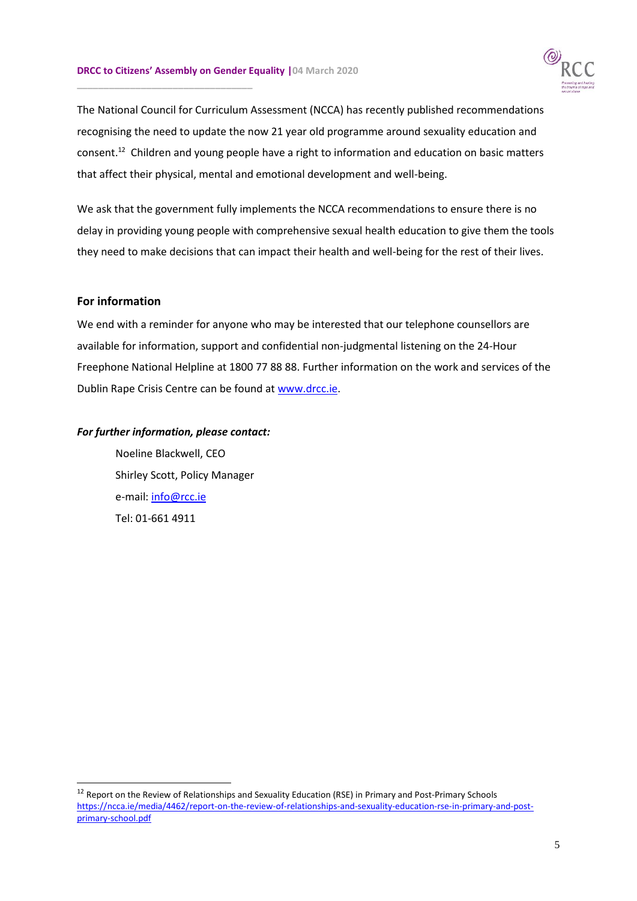The National Council for Curriculum Assessment (NCCA) has recently published recommendations recognising the need to update the now 21 year old programme around sexuality education and consent.[12] Children and young people have a right to information and education on basic matters that affect their physical, mental and emotional development and well-being.

We ask that the government fully implements the NCCA recommendations to ensure there is no delay in providing young people with comprehensive sexual health education to give them the tools they need to make decisions that can impact their health and well-being for the rest of their lives.

## For information

We end with a reminder for anyone who may be interested that our telephone counsellors are available for information, support and confidential non-judgmental listening on the 24-Hour Freephone National Helpline at 1800 77 88 88. Further information on the work and services of the Dublin Rape Crisis Centre can be found at www.drcc.ie.

***For further information, please contact:***

Noeline Blackwell, CEO
Shirley Scott, Policy Manager
e-mail: info@rcc.ie
Tel: 01-661 4911

---

[12] Report on the Review of Relationships and Sexuality Education (RSE) in Primary and Post-Primary Schools https://ncca.ie/media/4462/report-on-the-review-of-relationships-and-sexuality-education-rse-in-primary-and-post-primary-school.pdf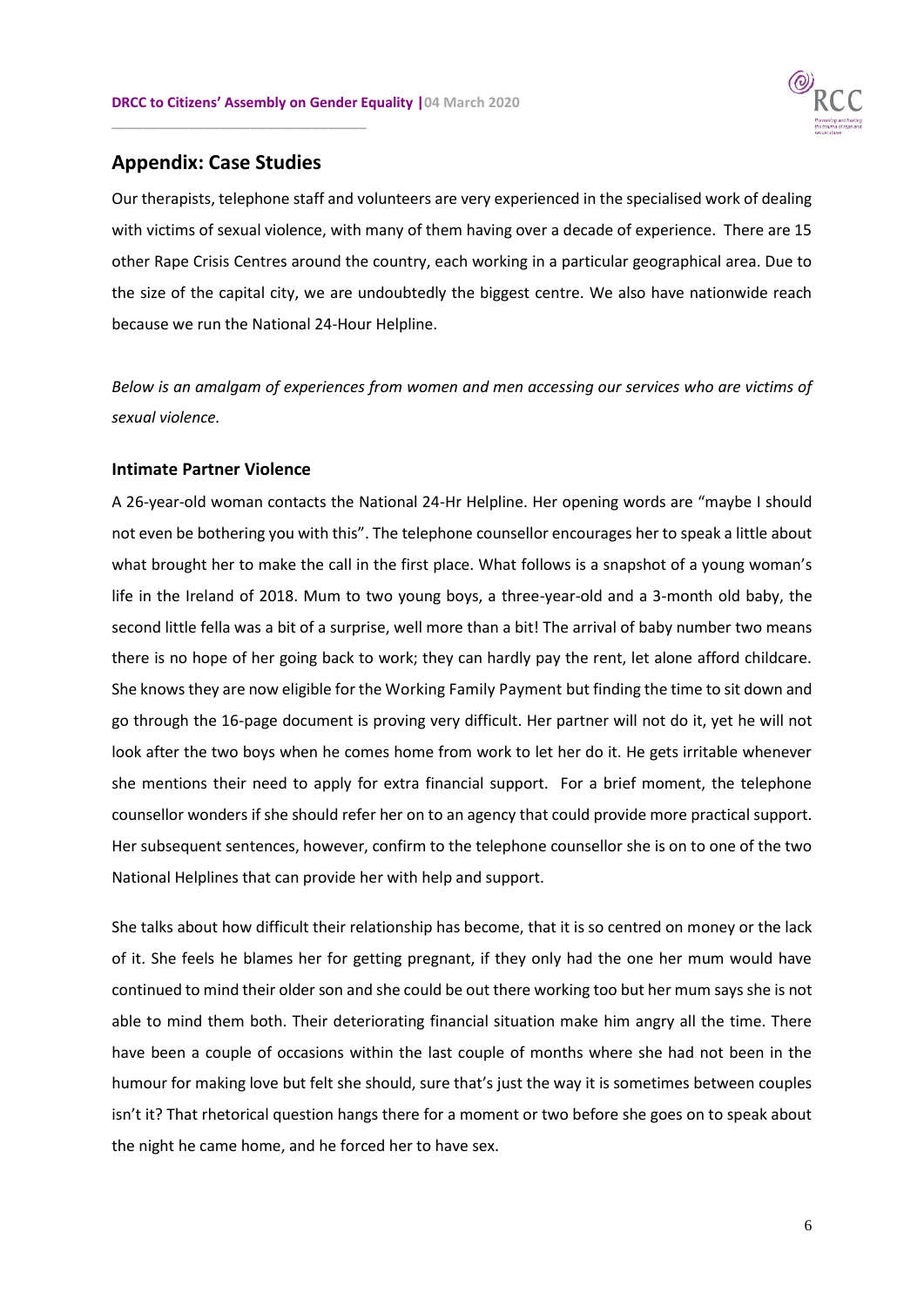## Appendix: Case Studies

Our therapists, telephone staff and volunteers are very experienced in the specialised work of dealing with victims of sexual violence, with many of them having over a decade of experience. There are 15 other Rape Crisis Centres around the country, each working in a particular geographical area. Due to the size of the capital city, we are undoubtedly the biggest centre. We also have nationwide reach because we run the National 24-Hour Helpline.

*Below is an amalgam of experiences from women and men accessing our services who are victims of sexual violence.*

### Intimate Partner Violence

A 26-year-old woman contacts the National 24-Hr Helpline. Her opening words are "maybe I should not even be bothering you with this". The telephone counsellor encourages her to speak a little about what brought her to make the call in the first place. What follows is a snapshot of a young woman's life in the Ireland of 2018. Mum to two young boys, a three-year-old and a 3-month old baby, the second little fella was a bit of a surprise, well more than a bit! The arrival of baby number two means there is no hope of her going back to work; they can hardly pay the rent, let alone afford childcare. She knows they are now eligible for the Working Family Payment but finding the time to sit down and go through the 16-page document is proving very difficult. Her partner will not do it, yet he will not look after the two boys when he comes home from work to let her do it. He gets irritable whenever she mentions their need to apply for extra financial support. For a brief moment, the telephone counsellor wonders if she should refer her on to an agency that could provide more practical support. Her subsequent sentences, however, confirm to the telephone counsellor she is on to one of the two National Helplines that can provide her with help and support.

She talks about how difficult their relationship has become, that it is so centred on money or the lack of it. She feels he blames her for getting pregnant, if they only had the one her mum would have continued to mind their older son and she could be out there working too but her mum says she is not able to mind them both. Their deteriorating financial situation make him angry all the time. There have been a couple of occasions within the last couple of months where she had not been in the humour for making love but felt she should, sure that's just the way it is sometimes between couples isn't it? That rhetorical question hangs there for a moment or two before she goes on to speak about the night he came home, and he forced her to have sex.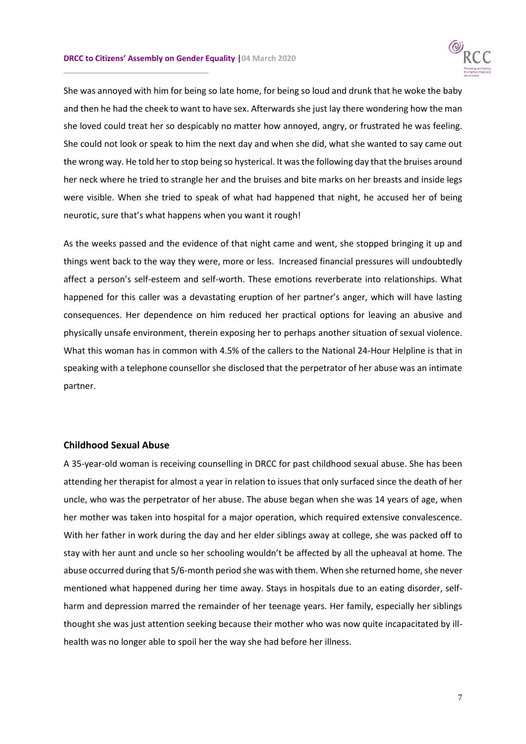She was annoyed with him for being so late home, for being so loud and drunk that he woke the baby and then he had the cheek to want to have sex. Afterwards she just lay there wondering how the man she loved could treat her so despicably no matter how annoyed, angry, or frustrated he was feeling. She could not look or speak to him the next day and when she did, what she wanted to say came out the wrong way. He told her to stop being so hysterical. It was the following day that the bruises around her neck where he tried to strangle her and the bruises and bite marks on her breasts and inside legs were visible. When she tried to speak of what had happened that night, he accused her of being neurotic, sure that's what happens when you want it rough!

As the weeks passed and the evidence of that night came and went, she stopped bringing it up and things went back to the way they were, more or less. Increased financial pressures will undoubtedly affect a person's self-esteem and self-worth. These emotions reverberate into relationships. What happened for this caller was a devastating eruption of her partner's anger, which will have lasting consequences. Her dependence on him reduced her practical options for leaving an abusive and physically unsafe environment, therein exposing her to perhaps another situation of sexual violence. What this woman has in common with 4.5% of the callers to the National 24-Hour Helpline is that in speaking with a telephone counsellor she disclosed that the perpetrator of her abuse was an intimate partner.

### Childhood Sexual Abuse

A 35-year-old woman is receiving counselling in DRCC for past childhood sexual abuse. She has been attending her therapist for almost a year in relation to issues that only surfaced since the death of her uncle, who was the perpetrator of her abuse. The abuse began when she was 14 years of age, when her mother was taken into hospital for a major operation, which required extensive convalescence. With her father in work during the day and her elder siblings away at college, she was packed off to stay with her aunt and uncle so her schooling wouldn't be affected by all the upheaval at home. The abuse occurred during that 5/6-month period she was with them. When she returned home, she never mentioned what happened during her time away. Stays in hospitals due to an eating disorder, self-harm and depression marred the remainder of her teenage years. Her family, especially her siblings thought she was just attention seeking because their mother who was now quite incapacitated by ill-health was no longer able to spoil her the way she had before her illness.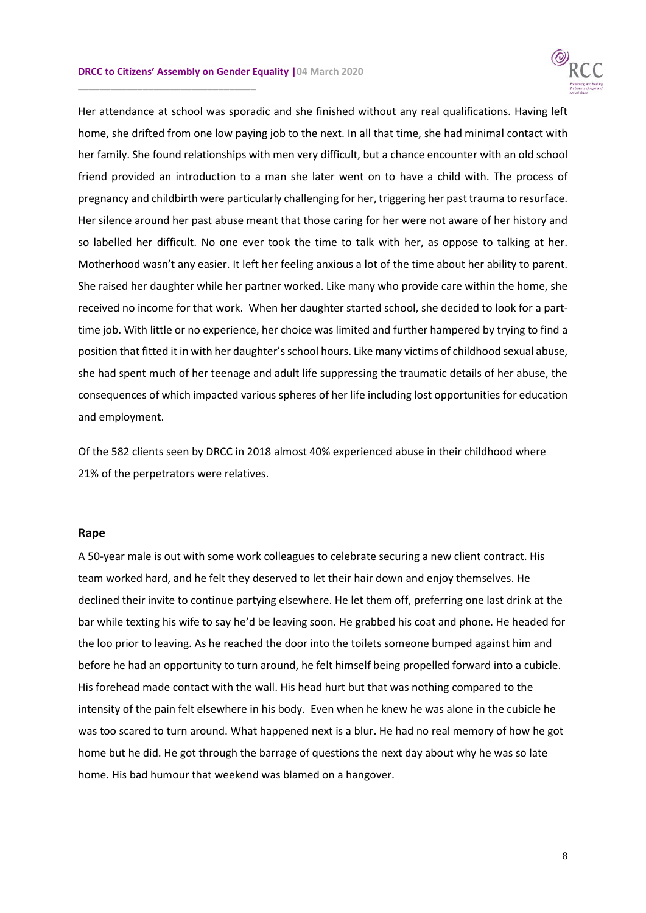Her attendance at school was sporadic and she finished without any real qualifications. Having left home, she drifted from one low paying job to the next. In all that time, she had minimal contact with her family. She found relationships with men very difficult, but a chance encounter with an old school friend provided an introduction to a man she later went on to have a child with. The process of pregnancy and childbirth were particularly challenging for her, triggering her past trauma to resurface. Her silence around her past abuse meant that those caring for her were not aware of her history and so labelled her difficult. No one ever took the time to talk with her, as oppose to talking at her. Motherhood wasn't any easier. It left her feeling anxious a lot of the time about her ability to parent. She raised her daughter while her partner worked. Like many who provide care within the home, she received no income for that work. When her daughter started school, she decided to look for a part-time job. With little or no experience, her choice was limited and further hampered by trying to find a position that fitted it in with her daughter's school hours. Like many victims of childhood sexual abuse, she had spent much of her teenage and adult life suppressing the traumatic details of her abuse, the consequences of which impacted various spheres of her life including lost opportunities for education and employment.

Of the 582 clients seen by DRCC in 2018 almost 40% experienced abuse in their childhood where 21% of the perpetrators were relatives.

### Rape

A 50-year male is out with some work colleagues to celebrate securing a new client contract. His team worked hard, and he felt they deserved to let their hair down and enjoy themselves. He declined their invite to continue partying elsewhere. He let them off, preferring one last drink at the bar while texting his wife to say he'd be leaving soon. He grabbed his coat and phone. He headed for the loo prior to leaving. As he reached the door into the toilets someone bumped against him and before he had an opportunity to turn around, he felt himself being propelled forward into a cubicle. His forehead made contact with the wall. His head hurt but that was nothing compared to the intensity of the pain felt elsewhere in his body. Even when he knew he was alone in the cubicle he was too scared to turn around. What happened next is a blur. He had no real memory of how he got home but he did. He got through the barrage of questions the next day about why he was so late home. His bad humour that weekend was blamed on a hangover.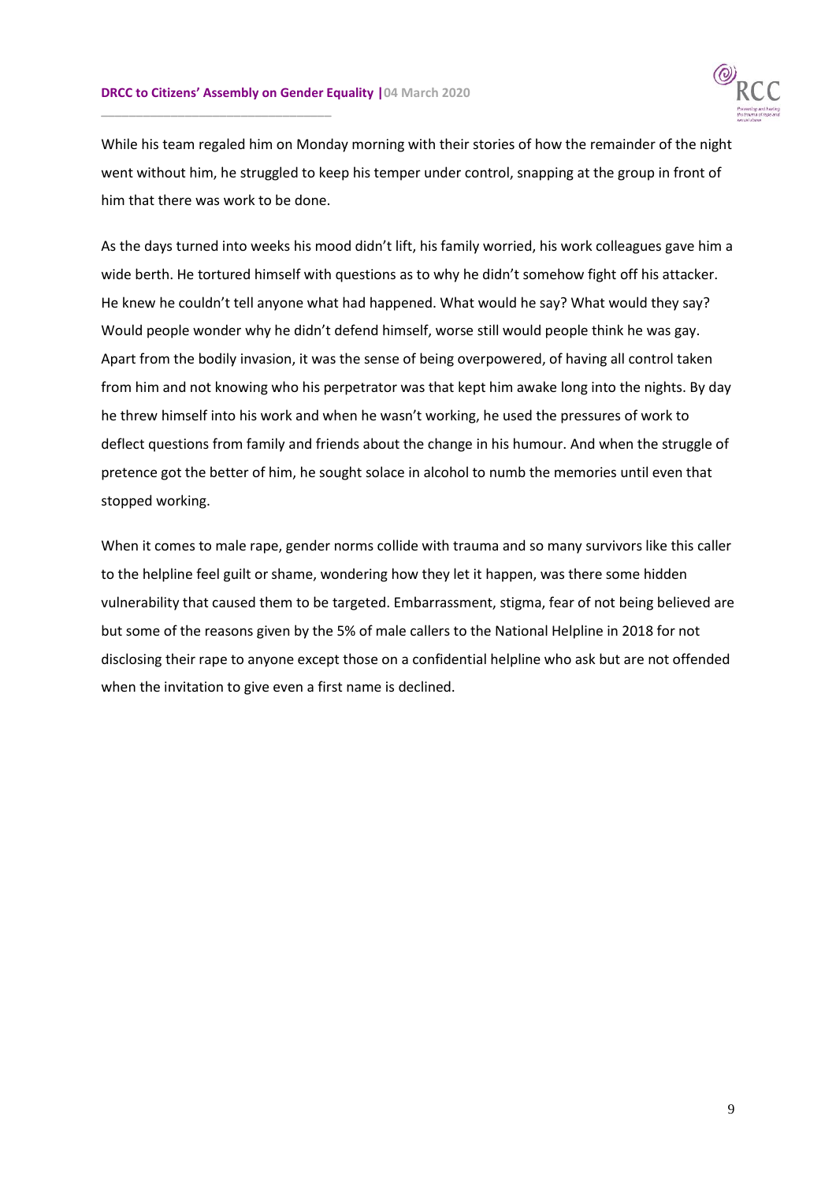While his team regaled him on Monday morning with their stories of how the remainder of the night went without him, he struggled to keep his temper under control, snapping at the group in front of him that there was work to be done.

As the days turned into weeks his mood didn't lift, his family worried, his work colleagues gave him a wide berth. He tortured himself with questions as to why he didn't somehow fight off his attacker. He knew he couldn't tell anyone what had happened. What would he say? What would they say? Would people wonder why he didn't defend himself, worse still would people think he was gay. Apart from the bodily invasion, it was the sense of being overpowered, of having all control taken from him and not knowing who his perpetrator was that kept him awake long into the nights. By day he threw himself into his work and when he wasn't working, he used the pressures of work to deflect questions from family and friends about the change in his humour. And when the struggle of pretence got the better of him, he sought solace in alcohol to numb the memories until even that stopped working.

When it comes to male rape, gender norms collide with trauma and so many survivors like this caller to the helpline feel guilt or shame, wondering how they let it happen, was there some hidden vulnerability that caused them to be targeted. Embarrassment, stigma, fear of not being believed are but some of the reasons given by the 5% of male callers to the National Helpline in 2018 for not disclosing their rape to anyone except those on a confidential helpline who ask but are not offended when the invitation to give even a first name is declined.